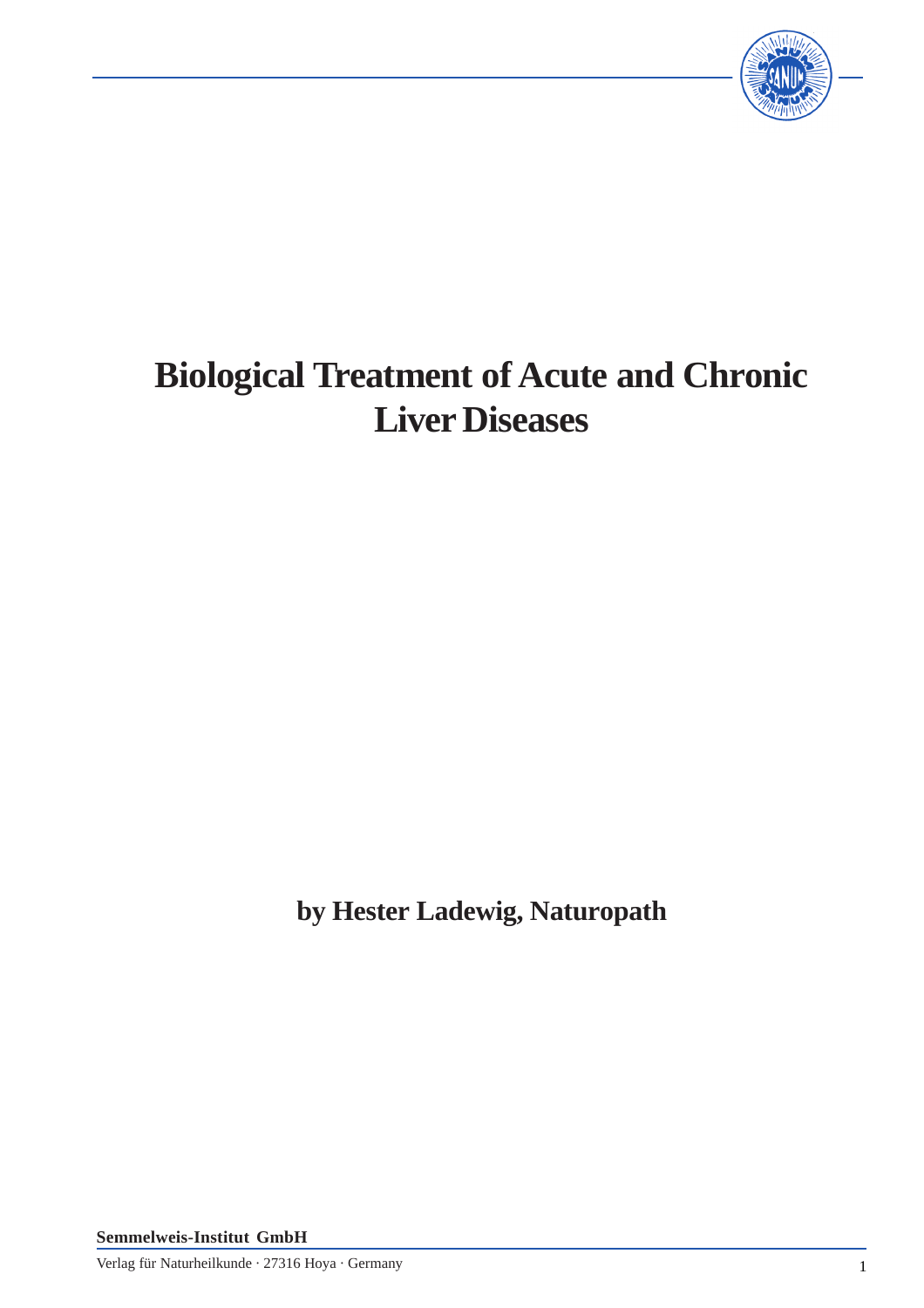# Biological Treatment of Acute and Chronic Liver Diseases

**by Hester Ladewig, Naturopath**

**Semmelweis-Institut GmbH**

Verlag für Naturheilkunde · 27316 Hoya · Germany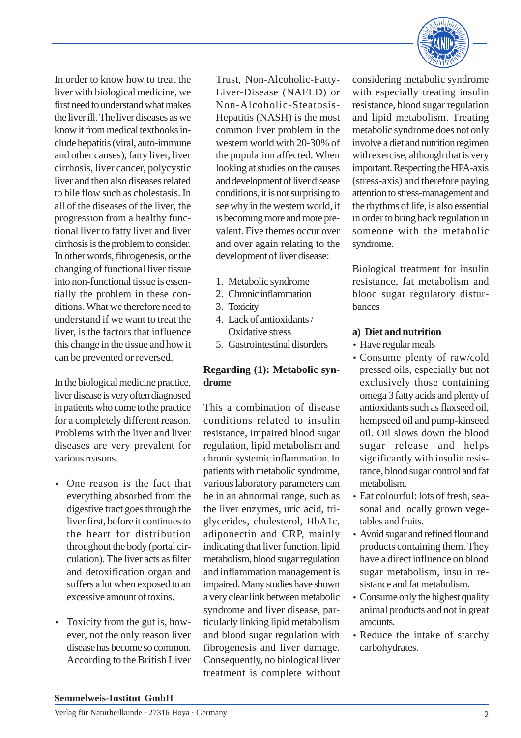In order to know how to treat the liver with biological medicine, we first need to understand what makes the liver ill. The liver diseases as we know it from medical textbooks include hepatitis (viral, auto-immune and other causes), fatty liver, liver cirrhosis, liver cancer, polycystic liver and then also diseases related to bile flow such as cholestasis. In all of the diseases of the liver, the progression from a healthy functional liver to fatty liver and liver cirrhosis is the problem to consider. In other words, fibrogenesis, or the changing of functional liver tissue into non-functional tissue is essentially the problem in these conditions. What we therefore need to understand if we want to treat the liver, is the factors that influence this change in the tissue and how it can be prevented or reversed.

In the biological medicine practice, liver disease is very often diagnosed in patients who come to the practice for a completely different reason. Problems with the liver and liver diseases are very prevalent for various reasons.

- One reason is the fact that everything absorbed from the digestive tract goes through the liver first, before it continues to the heart for distribution throughout the body (portal circulation). The liver acts as filter and detoxification organ and suffers a lot when exposed to an excessive amount of toxins.

- Toxicity from the gut is, however, not the only reason liver disease has become so common. According to the British Liver Trust, Non-Alcoholic-Fatty-Liver-Disease (NAFLD) or Non-Alcoholic-Steatosis-Hepatitis (NASH) is the most common liver problem in the western world with 20-30% of the population affected. When looking at studies on the causes and development of liver disease conditions, it is not surprising to see why in the western world, it is becoming more and more prevalent. Five themes occur over and over again relating to the development of liver disease:

1. Metabolic syndrome
2. Chronic inflammation
3. Toxicity
4. Lack of antioxidants / Oxidative stress
5. Gastrointestinal disorders

**Regarding (1): Metabolic syndrome**

This a combination of disease conditions related to insulin resistance, impaired blood sugar regulation, lipid metabolism and chronic systemic inflammation. In patients with metabolic syndrome, various laboratory parameters can be in an abnormal range, such as the liver enzymes, uric acid, triglycerides, cholesterol, HbA1c, adiponectin and CRP, mainly indicating that liver function, lipid metabolism, blood sugar regulation and inflammation management is impaired. Many studies have shown a very clear link between metabolic syndrome and liver disease, particularly linking lipid metabolism and blood sugar regulation with fibrogenesis and liver damage. Consequently, no biological liver treatment is complete without considering metabolic syndrome with especially treating insulin resistance, blood sugar regulation and lipid metabolism. Treating metabolic syndrome does not only involve a diet and nutrition regimen with exercise, although that is very important. Respecting the HPA-axis (stress-axis) and therefore paying attention to stress-management and the rhythms of life, is also essential in order to bring back regulation in someone with the metabolic syndrome.

Biological treatment for insulin resistance, fat metabolism and blood sugar regulatory disturbances

**a) Diet and nutrition**

- Have regular meals
- Consume plenty of raw/cold pressed oils, especially but not exclusively those containing omega 3 fatty acids and plenty of antioxidants such as flaxseed oil, hempseed oil and pump-kinseed oil. Oil slows down the blood sugar release and helps significantly with insulin resistance, blood sugar control and fat metabolism.
- Eat colourful: lots of fresh, seasonal and locally grown vegetables and fruits.
- Avoid sugar and refined flour and products containing them. They have a direct influence on blood sugar metabolism, insulin resistance and fat metabolism.
- Consume only the highest quality animal products and not in great amounts.
- Reduce the intake of starchy carbohydrates.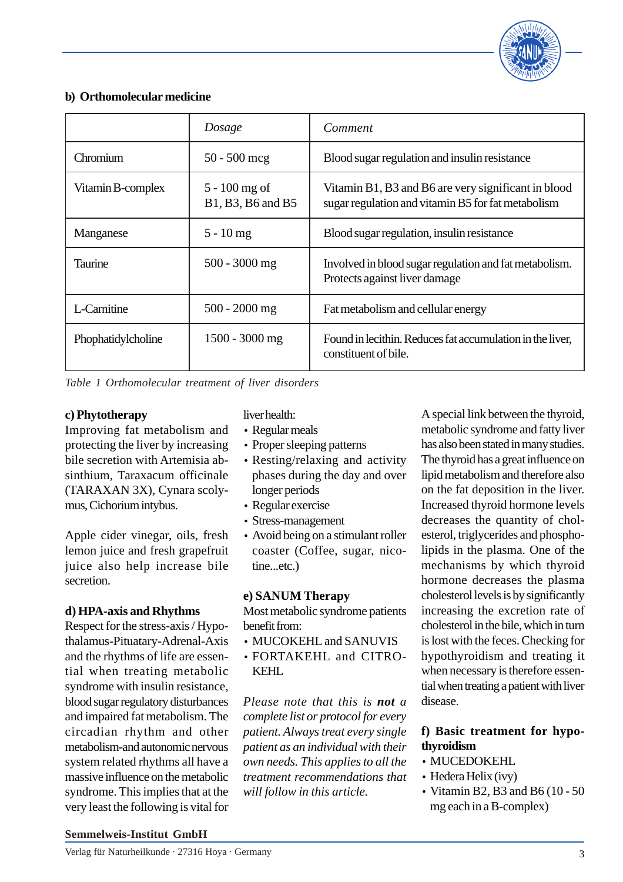## b) Orthomolecular medicine

| | *Dosage* | *Comment* |
|---|---|---|
| Chromium | 50 - 500 mcg | Blood sugar regulation and insulin resistance |
| Vitamin B-complex | 5 - 100 mg of B1, B3, B6 and B5 | Vitamin B1, B3 and B6 are very significant in blood sugar regulation and vitamin B5 for fat metabolism |
| Manganese | 5 - 10 mg | Blood sugar regulation, insulin resistance |
| Taurine | 500 - 3000 mg | Involved in blood sugar regulation and fat metabolism. Protects against liver damage |
| L-Carnitine | 500 - 2000 mg | Fat metabolism and cellular energy |
| Phophatidylcholine | 1500 - 3000 mg | Found in lecithin. Reduces fat accumulation in the liver, constituent of bile. |

*Table 1 Orthomolecular treatment of liver disorders*

**c) Phytotherapy**

Improving fat metabolism and protecting the liver by increasing bile secretion with Artemisia absinthium, Taraxacum officinale (TARAXAN 3X), Cynara scolymus, Cichorium intybus.

Apple cider vinegar, oils, fresh lemon juice and fresh grapefruit juice also help increase bile secretion.

**d) HPA-axis and Rhythms**

Respect for the stress-axis / Hypothalamus-Pituatary-Adrenal-Axis and the rhythms of life are essential when treating metabolic syndrome with insulin resistance, blood sugar regulatory disturbances and impaired fat metabolism. The circadian rhythm and other metabolism-and autonomic nervous system related rhythms all have a massive influence on the metabolic syndrome. This implies that at the very least the following is vital for liver health:

- Regular meals
- Proper sleeping patterns
- Resting/relaxing and activity phases during the day and over longer periods
- Regular exercise
- Stress-management
- Avoid being on a stimulant roller coaster (Coffee, sugar, nicotine...etc.)

**e) SANUM Therapy**

Most metabolic syndrome patients benefit from:

- MUCOKEHL and SANUVIS
- FORTAKEHL and CITROKEHL

*Please note that this is* ***not*** *a complete list or protocol for every patient. Always treat every single patient as an individual with their own needs. This applies to all the treatment recommendations that will follow in this article.*

A special link between the thyroid, metabolic syndrome and fatty liver has also been stated in many studies. The thyroid has a great influence on lipid metabolism and therefore also on the fat deposition in the liver. Increased thyroid hormone levels decreases the quantity of cholesterol, triglycerides and phospholipids in the plasma. One of the mechanisms by which thyroid hormone decreases the plasma cholesterol levels is by significantly increasing the excretion rate of cholesterol in the bile, which in turn is lost with the feces. Checking for hypothyroidism and treating it when necessary is therefore essential when treating a patient with liver disease.

**f) Basic treatment for hypothyroidism**

- MUCEDOKEHL
- Hedera Helix (ivy)
- Vitamin B2, B3 and B6 (10 - 50 mg each in a B-complex)

**Semmelweis-Institut GmbH**

Verlag für Naturheilkunde · 27316 Hoya · Germany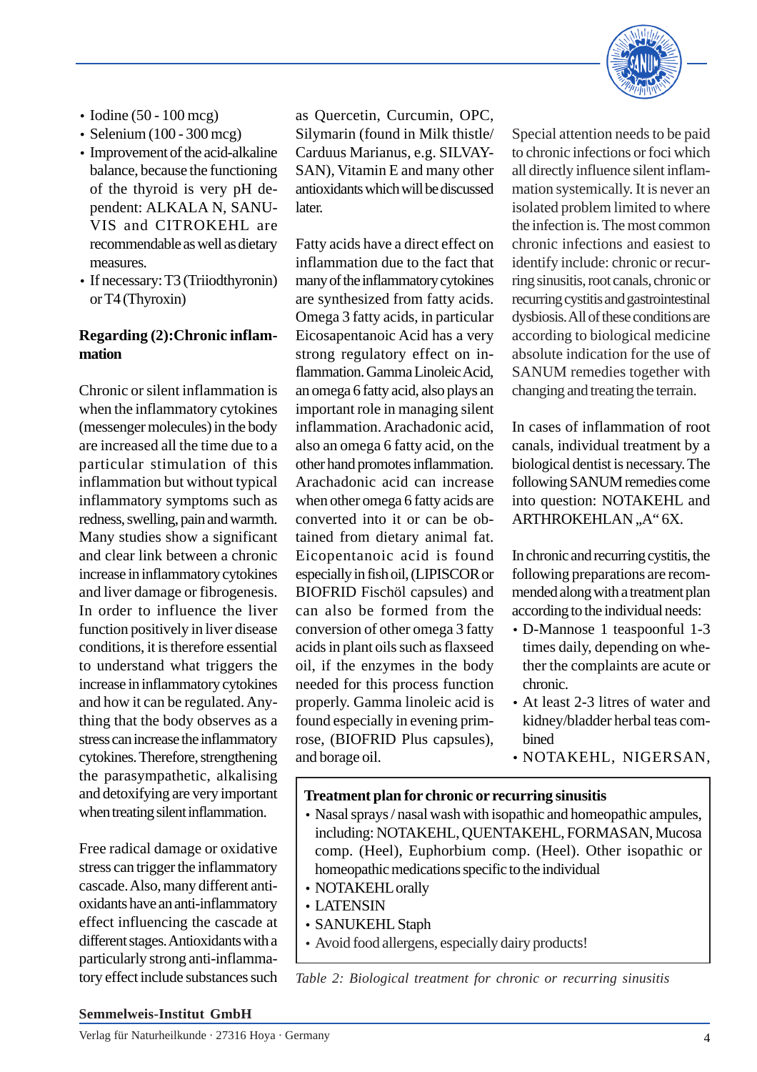- Iodine (50 - 100 mcg)
- Selenium (100 - 300 mcg)
- Improvement of the acid-alkaline balance, because the functioning of the thyroid is very pH dependent: ALKALA N, SANUVIS and CITROKEHL are recommendable as well as dietary measures.
- If necessary: T3 (Triiodthyronin) or T4 (Thyroxin)

**Regarding (2):Chronic inflammation**

Chronic or silent inflammation is when the inflammatory cytokines (messenger molecules) in the body are increased all the time due to a particular stimulation of this inflammation but without typical inflammatory symptoms such as redness, swelling, pain and warmth. Many studies show a significant and clear link between a chronic increase in inflammatory cytokines and liver damage or fibrogenesis. In order to influence the liver function positively in liver disease conditions, it is therefore essential to understand what triggers the increase in inflammatory cytokines and how it can be regulated. Anything that the body observes as a stress can increase the inflammatory cytokines. Therefore, strengthening the parasympathetic, alkalising and detoxifying are very important when treating silent inflammation.

Free radical damage or oxidative stress can trigger the inflammatory cascade. Also, many different antioxidants have an anti-inflammatory effect influencing the cascade at different stages. Antioxidants with a particularly strong anti-inflammatory effect include substances such as Quercetin, Curcumin, OPC, Silymarin (found in Milk thistle/ Carduus Marianus, e.g. SILVAYSAN), Vitamin E and many other antioxidants which will be discussed later.

Fatty acids have a direct effect on inflammation due to the fact that many of the inflammatory cytokines are synthesized from fatty acids. Omega 3 fatty acids, in particular Eicosapentanoic Acid has a very strong regulatory effect on inflammation. Gamma Linoleic Acid, an omega 6 fatty acid, also plays an important role in managing silent inflammation. Arachadonic acid, also an omega 6 fatty acid, on the other hand promotes inflammation. Arachadonic acid can increase when other omega 6 fatty acids are converted into it or can be obtained from dietary animal fat. Eicopentanoic acid is found especially in fish oil, (LIPISCOR or BIOFRID Fischöl capsules) and can also be formed from the conversion of other omega 3 fatty acids in plant oils such as flaxseed oil, if the enzymes in the body needed for this process function properly. Gamma linoleic acid is found especially in evening primrose, (BIOFRID Plus capsules), and borage oil.

Special attention needs to be paid to chronic infections or foci which all directly influence silent inflammation systemically. It is never an isolated problem limited to where the infection is. The most common chronic infections and easiest to identify include: chronic or recurring sinusitis, root canals, chronic or recurring cystitis and gastrointestinal dysbiosis. All of these conditions are according to biological medicine absolute indication for the use of SANUM remedies together with changing and treating the terrain.

In cases of inflammation of root canals, individual treatment by a biological dentist is necessary. The following SANUM remedies come into question: NOTAKEHL and ARTHROKEHLAN „A" 6X.

In chronic and recurring cystitis, the following preparations are recommended along with a treatment plan according to the individual needs:

- D-Mannose 1 teaspoonful 1-3 times daily, depending on whether the complaints are acute or chronic.
- At least 2-3 litres of water and kidney/bladder herbal teas combined
- NOTAKEHL, NIGERSAN,

**Treatment plan for chronic or recurring sinusitis**

- Nasal sprays / nasal wash with isopathic and homeopathic ampules, including: NOTAKEHL, QUENTAKEHL, FORMASAN, Mucosa comp. (Heel), Euphorbium comp. (Heel). Other isopathic or homeopathic medications specific to the individual
- NOTAKEHL orally
- LATENSIN
- SANUKEHL Staph
- Avoid food allergens, especially dairy products!

*Table 2: Biological treatment for chronic or recurring sinusitis*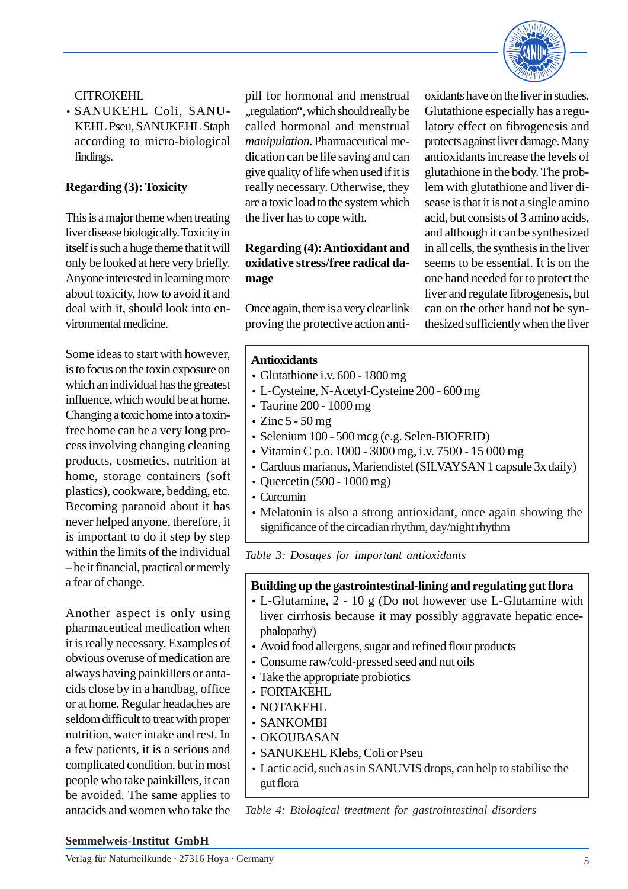CITROKEHL

- SANUKEHL Coli, SANUKEHL Pseu, SANUKEHL Staph according to micro-biological findings.

**Regarding (3): Toxicity**

This is a major theme when treating liver disease biologically. Toxicity in itself is such a huge theme that it will only be looked at here very briefly. Anyone interested in learning more about toxicity, how to avoid it and deal with it, should look into environmental medicine.

Some ideas to start with however, is to focus on the toxin exposure on which an individual has the greatest influence, which would be at home. Changing a toxic home into a toxin-free home can be a very long process involving changing cleaning products, cosmetics, nutrition at home, storage containers (soft plastics), cookware, bedding, etc. Becoming paranoid about it has never helped anyone, therefore, it is important to do it step by step within the limits of the individual – be it financial, practical or merely a fear of change.

Another aspect is only using pharmaceutical medication when it is really necessary. Examples of obvious overuse of medication are always having painkillers or antacids close by in a handbag, office or at home. Regular headaches are seldom difficult to treat with proper nutrition, water intake and rest. In a few patients, it is a serious and complicated condition, but in most people who take painkillers, it can be avoided. The same applies to antacids and women who take the pill for hormonal and menstrual „regulation“, which should really be called hormonal and menstrual *manipulation*. Pharmaceutical medication can be life saving and can give quality of life when used if it is really necessary. Otherwise, they are a toxic load to the system which the liver has to cope with.

**Regarding (4): Antioxidant and oxidative stress/free radical damage**

Once again, there is a very clear link proving the protective action antioxidants have on the liver in studies. Glutathione especially has a regulatory effect on fibrogenesis and protects against liver damage. Many antioxidants increase the levels of glutathione in the body. The problem with glutathione and liver disease is that it is not a single amino acid, but consists of 3 amino acids, and although it can be synthesized in all cells, the synthesis in the liver seems to be essential. It is on the one hand needed for to protect the liver and regulate fibrogenesis, but can on the other hand not be synthesized sufficiently when the liver

**Antioxidants**

- Glutathione i.v. 600 - 1800 mg
- L-Cysteine, N-Acetyl-Cysteine 200 - 600 mg
- Taurine 200 - 1000 mg
- Zinc 5 - 50 mg
- Selenium 100 - 500 mcg (e.g. Selen-BIOFRID)
- Vitamin C p.o. 1000 - 3000 mg, i.v. 7500 - 15 000 mg
- Carduus marianus, Mariendistel (SILVAYSAN 1 capsule 3x daily)
- Quercetin (500 - 1000 mg)
- Curcumin
- Melatonin is also a strong antioxidant, once again showing the significance of the circadian rhythm, day/night rhythm

*Table 3: Dosages for important antioxidants*

**Building up the gastrointestinal-lining and regulating gut flora**

- L-Glutamine, 2 - 10 g (Do not however use L-Glutamine with liver cirrhosis because it may possibly aggravate hepatic encephalopathy)
- Avoid food allergens, sugar and refined flour products
- Consume raw/cold-pressed seed and nut oils
- Take the appropriate probiotics
- FORTAKEHL
- NOTAKEHL
- SANKOMBI
- OKOUBASAN
- SANUKEHL Klebs, Coli or Pseu
- Lactic acid, such as in SANUVIS drops, can help to stabilise the gut flora

*Table 4: Biological treatment for gastrointestinal disorders*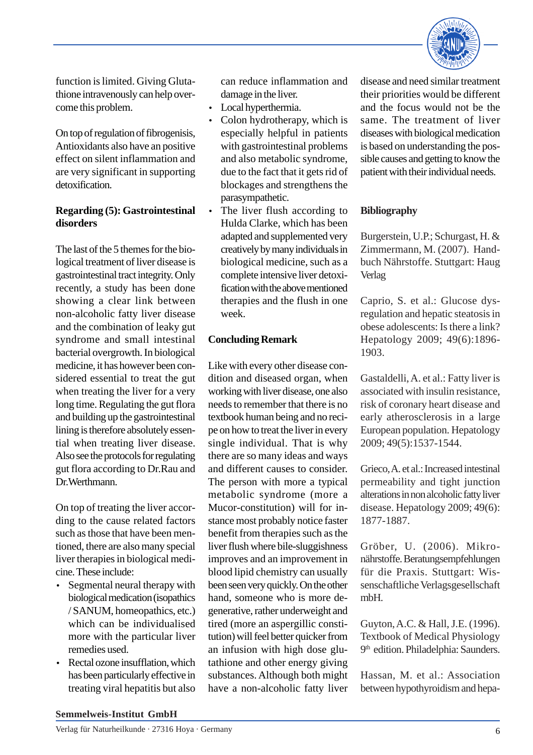function is limited. Giving Glutathione intravenously can help overcome this problem.

On top of regulation of fibrogenisis, Antioxidants also have an positive effect on silent inflammation and are very significant in supporting detoxification.

**Regarding (5): Gastrointestinal disorders**

The last of the 5 themes for the biological treatment of liver disease is gastrointestinal tract integrity. Only recently, a study has been done showing a clear link between non-alcoholic fatty liver disease and the combination of leaky gut syndrome and small intestinal bacterial overgrowth. In biological medicine, it has however been considered essential to treat the gut when treating the liver for a very long time. Regulating the gut flora and building up the gastrointestinal lining is therefore absolutely essential when treating liver disease. Also see the protocols for regulating gut flora according to Dr.Rau and Dr.Werthmann.

On top of treating the liver according to the cause related factors such as those that have been mentioned, there are also many special liver therapies in biological medicine. These include:

- Segmental neural therapy with biological medication (isopathics / SANUM, homeopathics, etc.) which can be individualised more with the particular liver remedies used.
- Rectal ozone insufflation, which has been particularly effective in treating viral hepatitis but also can reduce inflammation and damage in the liver.
- Local hyperthermia.
- Colon hydrotherapy, which is especially helpful in patients with gastrointestinal problems and also metabolic syndrome, due to the fact that it gets rid of blockages and strengthens the parasympathetic.
- The liver flush according to Hulda Clarke, which has been adapted and supplemented very creatively by many individuals in biological medicine, such as a complete intensive liver detoxification with the above mentioned therapies and the flush in one week.

**Concluding Remark**

Like with every other disease condition and diseased organ, when working with liver disease, one also needs to remember that there is no textbook human being and no recipe on how to treat the liver in every single individual. That is why there are so many ideas and ways and different causes to consider. The person with more a typical metabolic syndrome (more a Mucor-constitution) will for instance most probably notice faster benefit from therapies such as the liver flush where bile-sluggishness improves and an improvement in blood lipid chemistry can usually been seen very quickly. On the other hand, someone who is more degenerative, rather underweight and tired (more an aspergillic constitution) will feel better quicker from an infusion with high dose glutathione and other energy giving substances. Although both might have a non-alcoholic fatty liver disease and need similar treatment their priorities would be different and the focus would not be the same. The treatment of liver diseases with biological medication is based on understanding the possible causes and getting to know the patient with their individual needs.

**Bibliography**

Burgerstein, U.P.; Schurgast, H. & Zimmermann, M. (2007). Handbuch Nährstoffe. Stuttgart: Haug Verlag

Caprio, S. et al.: Glucose dysregulation and hepatic steatosis in obese adolescents: Is there a link? Hepatology 2009; 49(6):1896-1903.

Gastaldelli, A. et al.: Fatty liver is associated with insulin resistance, risk of coronary heart disease and early atherosclerosis in a large European population. Hepatology 2009; 49(5):1537-1544.

Grieco, A. et al.: Increased intestinal permeability and tight junction alterations in non alcoholic fatty liver disease. Hepatology 2009; 49(6): 1877-1887.

Gröber, U. (2006). Mikronährstoffe. Beratungsempfehlungen für die Praxis. Stuttgart: Wissenschaftliche Verlagsgesellschaft mbH.

Guyton, A.C. & Hall, J.E. (1996). Textbook of Medical Physiology 9th edition. Philadelphia: Saunders.

Hassan, M. et al.: Association between hypothyroidism and hepa-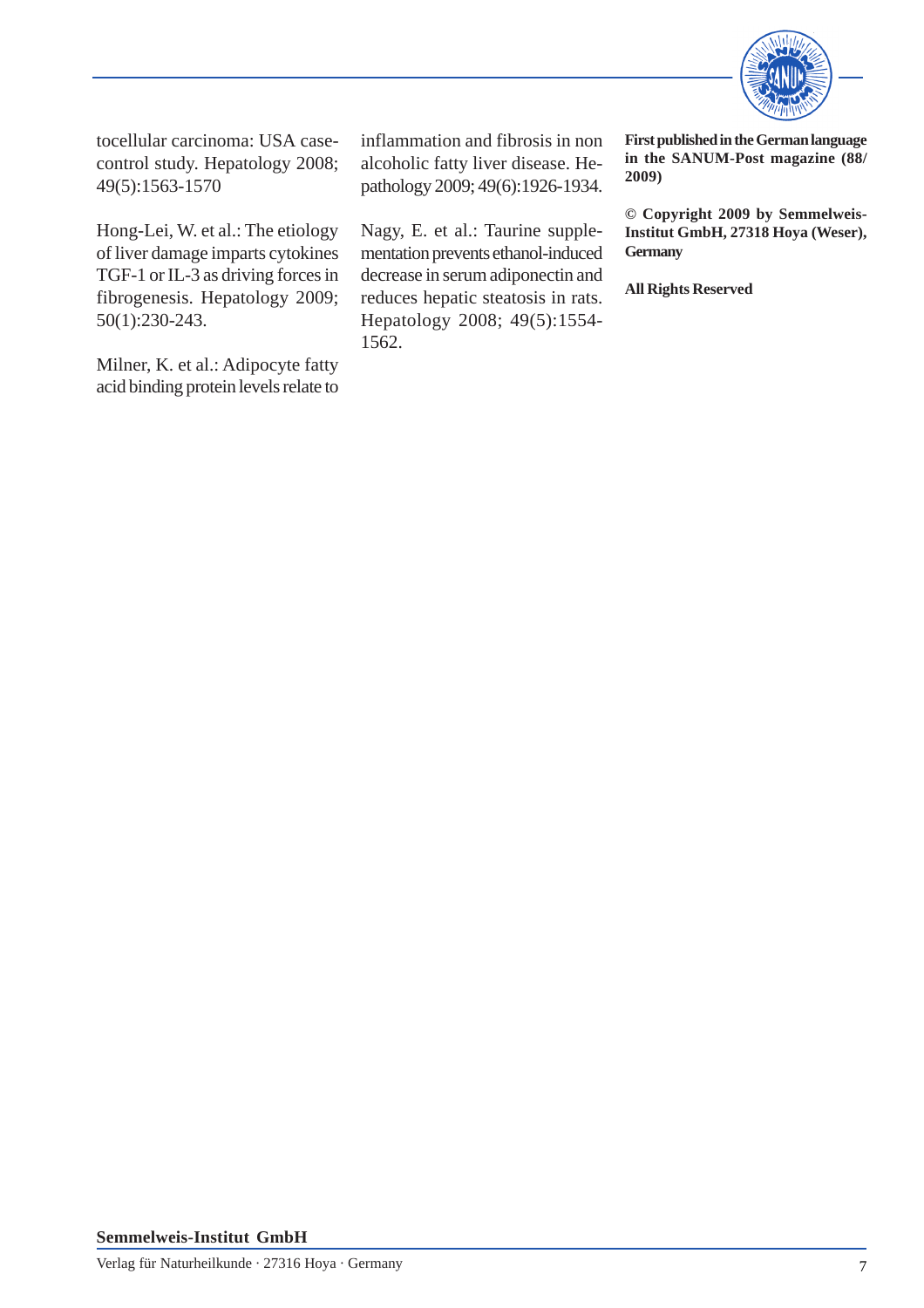tocellular carcinoma: USA case-control study. Hepatology 2008; 49(5):1563-1570

Hong-Lei, W. et al.: The etiology of liver damage imparts cytokines TGF-1 or IL-3 as driving forces in fibrogenesis. Hepatology 2009; 50(1):230-243.

Milner, K. et al.: Adipocyte fatty acid binding protein levels relate to inflammation and fibrosis in non alcoholic fatty liver disease. Hepathology 2009; 49(6):1926-1934.

Nagy, E. et al.: Taurine supplementation prevents ethanol-induced decrease in serum adiponectin and reduces hepatic steatosis in rats. Hepatology 2008; 49(5):1554-1562.

**First published in the German language in the SANUM-Post magazine (88/2009)**

**© Copyright 2009 by Semmelweis-Institut GmbH, 27318 Hoya (Weser), Germany**

**All Rights Reserved**

**Semmelweis-Institut GmbH**

Verlag für Naturheilkunde · 27316 Hoya · Germany